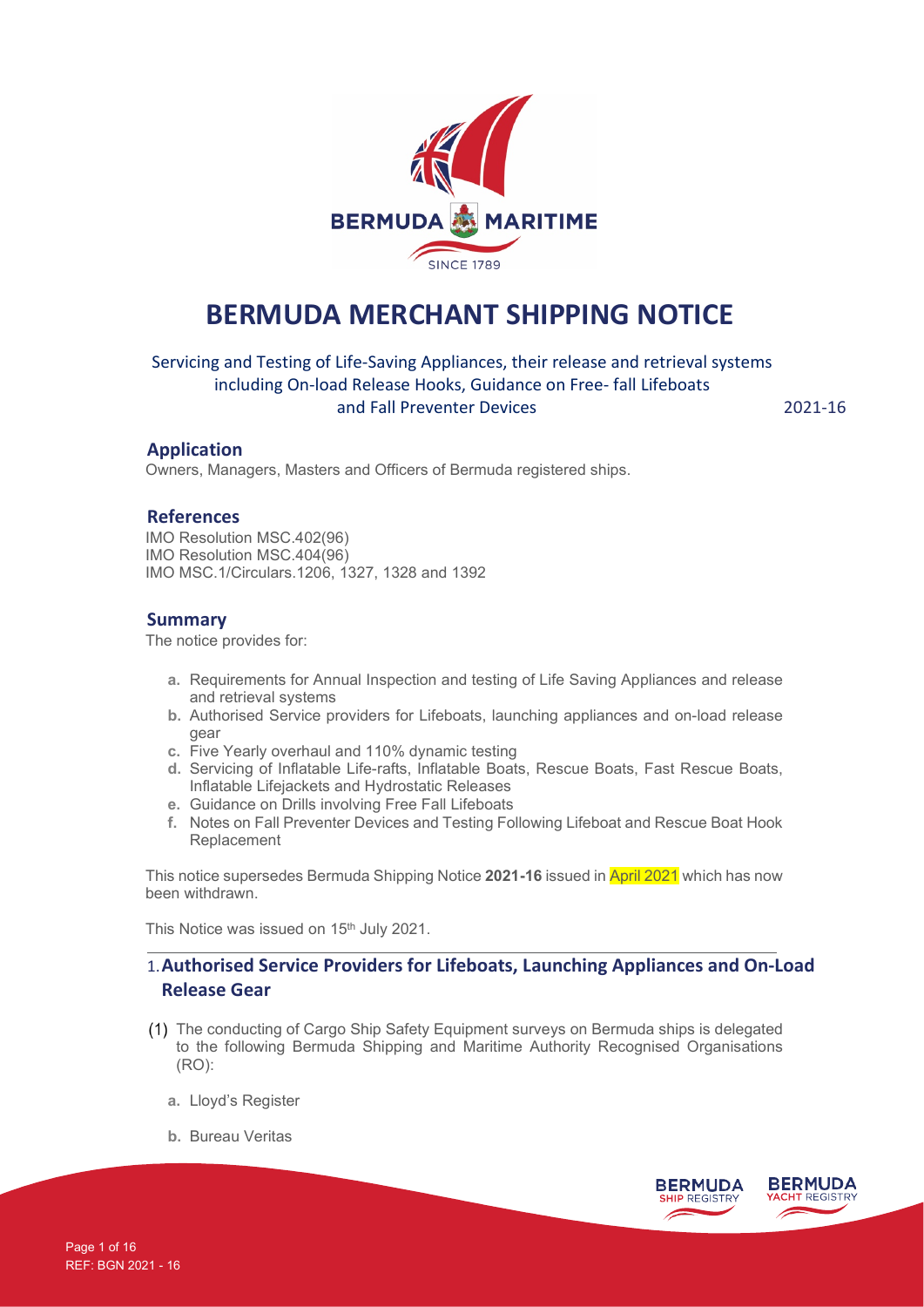# BERMUDA MERCHANT SHIPPING NOTICE

Servicing and Testing of Life-Saving Appliances, their release and retrieval systems including On-load Release Hooks, Guidance on Free- fall Lifeboats and Fall Preventer Devices

2021-16

## Application

Owners, Managers, Masters and Officers of Bermuda registered ships.

## References

IMO Resolution MSC.402(96)
IMO Resolution MSC.404(96)
IMO MSC.1/Circulars.1206, 1327, 1328 and 1392

## Summary

The notice provides for:

- a. Requirements for Annual Inspection and testing of Life Saving Appliances and release and retrieval systems
- b. Authorised Service providers for Lifeboats, launching appliances and on-load release gear
- c. Five Yearly overhaul and 110% dynamic testing
- d. Servicing of Inflatable Life-rafts, Inflatable Boats, Rescue Boats, Fast Rescue Boats, Inflatable Lifejackets and Hydrostatic Releases
- e. Guidance on Drills involving Free Fall Lifeboats
- f. Notes on Fall Preventer Devices and Testing Following Lifeboat and Rescue Boat Hook Replacement

This notice supersedes Bermuda Shipping Notice **2021-16** issued in April 2021 which has now been withdrawn.

This Notice was issued on 15th July 2021.

## 1. Authorised Service Providers for Lifeboats, Launching Appliances and On-Load Release Gear

(1) The conducting of Cargo Ship Safety Equipment surveys on Bermuda ships is delegated to the following Bermuda Shipping and Maritime Authority Recognised Organisations (RO):

- a. Lloyd's Register
- b. Bureau Veritas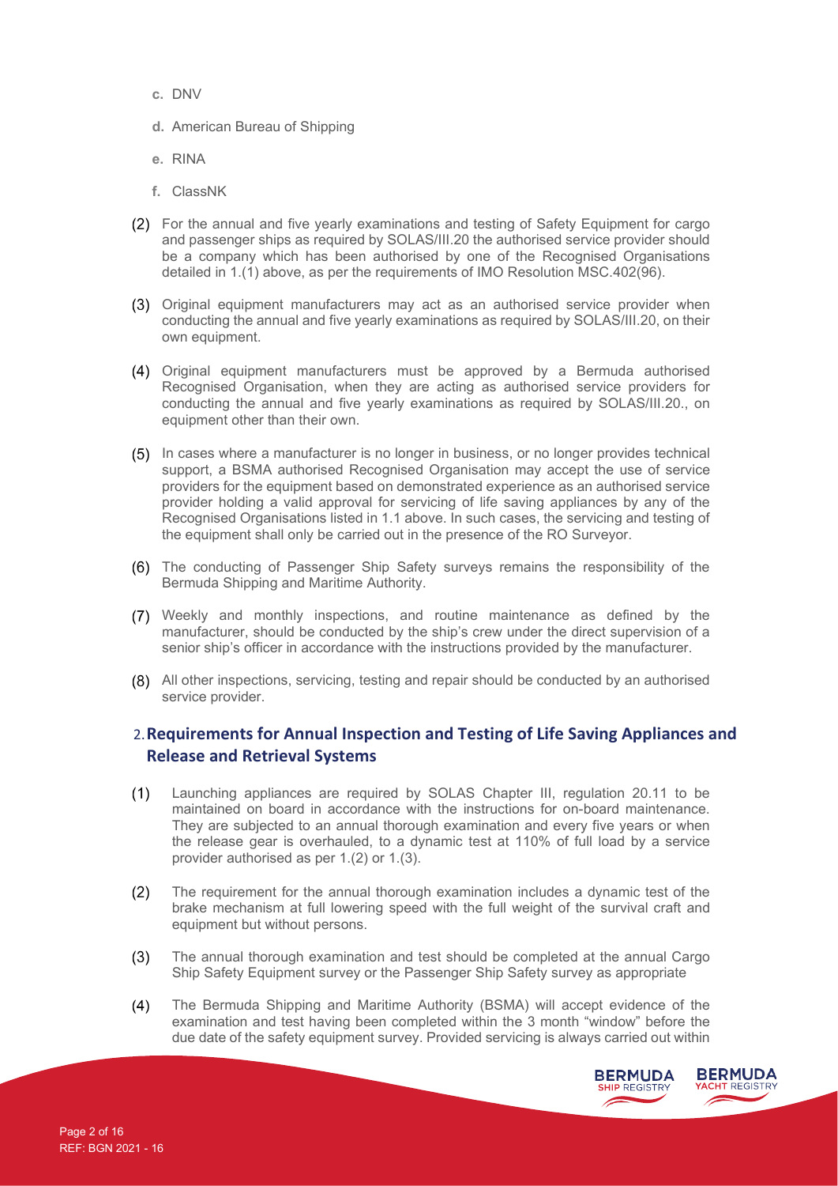c. DNV

d. American Bureau of Shipping

e. RINA

f. ClassNK

(2) For the annual and five yearly examinations and testing of Safety Equipment for cargo and passenger ships as required by SOLAS/III.20 the authorised service provider should be a company which has been authorised by one of the Recognised Organisations detailed in 1.(1) above, as per the requirements of IMO Resolution MSC.402(96).

(3) Original equipment manufacturers may act as an authorised service provider when conducting the annual and five yearly examinations as required by SOLAS/III.20, on their own equipment.

(4) Original equipment manufacturers must be approved by a Bermuda authorised Recognised Organisation, when they are acting as authorised service providers for conducting the annual and five yearly examinations as required by SOLAS/III.20., on equipment other than their own.

(5) In cases where a manufacturer is no longer in business, or no longer provides technical support, a BSMA authorised Recognised Organisation may accept the use of service providers for the equipment based on demonstrated experience as an authorised service provider holding a valid approval for servicing of life saving appliances by any of the Recognised Organisations listed in 1.1 above. In such cases, the servicing and testing of the equipment shall only be carried out in the presence of the RO Surveyor.

(6) The conducting of Passenger Ship Safety surveys remains the responsibility of the Bermuda Shipping and Maritime Authority.

(7) Weekly and monthly inspections, and routine maintenance as defined by the manufacturer, should be conducted by the ship's crew under the direct supervision of a senior ship's officer in accordance with the instructions provided by the manufacturer.

(8) All other inspections, servicing, testing and repair should be conducted by an authorised service provider.

## 2. Requirements for Annual Inspection and Testing of Life Saving Appliances and Release and Retrieval Systems

(1) Launching appliances are required by SOLAS Chapter III, regulation 20.11 to be maintained on board in accordance with the instructions for on-board maintenance. They are subjected to an annual thorough examination and every five years or when the release gear is overhauled, to a dynamic test at 110% of full load by a service provider authorised as per 1.(2) or 1.(3).

(2) The requirement for the annual thorough examination includes a dynamic test of the brake mechanism at full lowering speed with the full weight of the survival craft and equipment but without persons.

(3) The annual thorough examination and test should be completed at the annual Cargo Ship Safety Equipment survey or the Passenger Ship Safety survey as appropriate

(4) The Bermuda Shipping and Maritime Authority (BSMA) will accept evidence of the examination and test having been completed within the 3 month "window" before the due date of the safety equipment survey. Provided servicing is always carried out within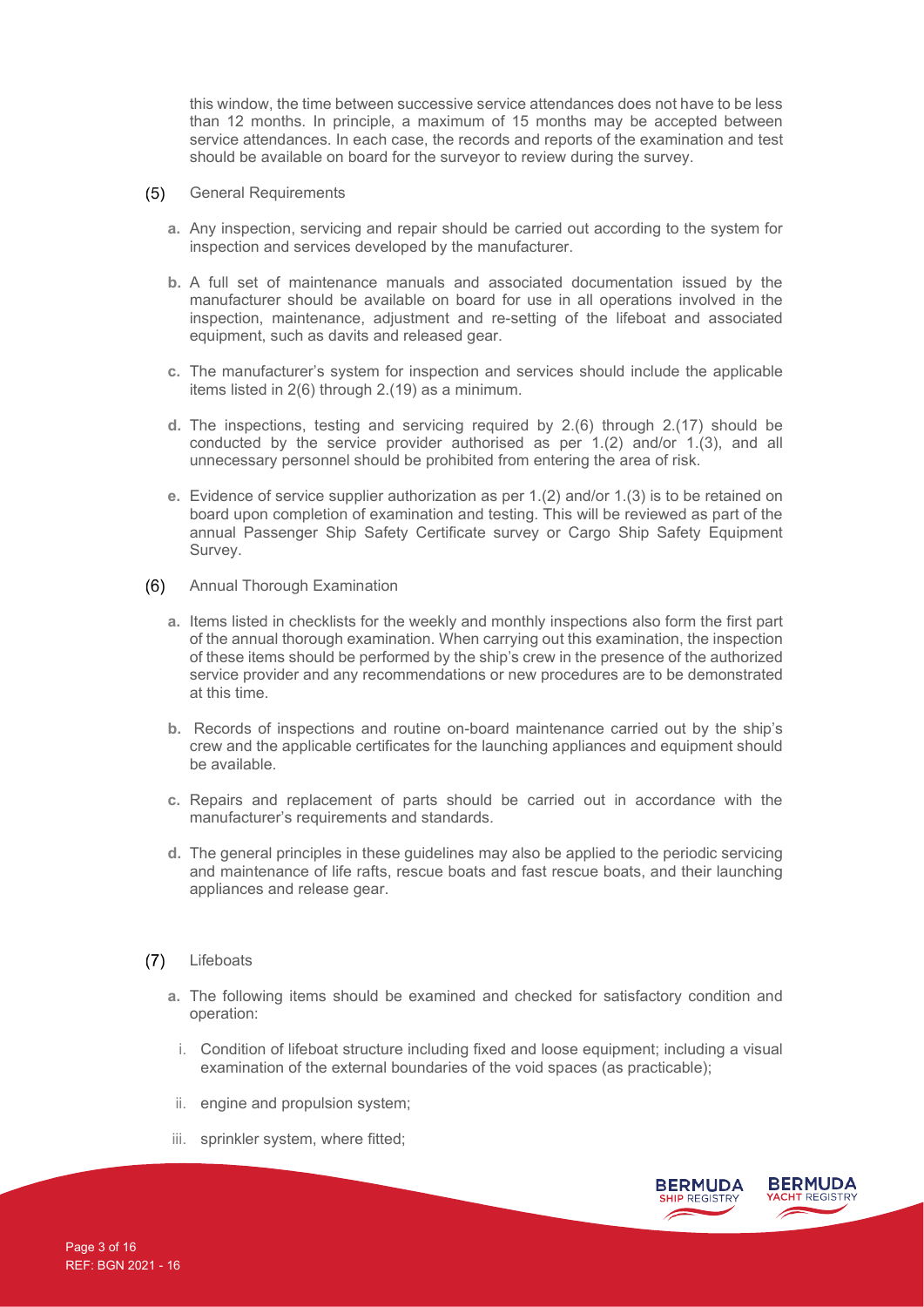this window, the time between successive service attendances does not have to be less than 12 months. In principle, a maximum of 15 months may be accepted between service attendances. In each case, the records and reports of the examination and test should be available on board for the surveyor to review during the survey.

(5) General Requirements

a. Any inspection, servicing and repair should be carried out according to the system for inspection and services developed by the manufacturer.

b. A full set of maintenance manuals and associated documentation issued by the manufacturer should be available on board for use in all operations involved in the inspection, maintenance, adjustment and re-setting of the lifeboat and associated equipment, such as davits and released gear.

c. The manufacturer's system for inspection and services should include the applicable items listed in 2(6) through 2.(19) as a minimum.

d. The inspections, testing and servicing required by 2.(6) through 2.(17) should be conducted by the service provider authorised as per 1.(2) and/or 1.(3), and all unnecessary personnel should be prohibited from entering the area of risk.

e. Evidence of service supplier authorization as per 1.(2) and/or 1.(3) is to be retained on board upon completion of examination and testing. This will be reviewed as part of the annual Passenger Ship Safety Certificate survey or Cargo Ship Safety Equipment Survey.

(6) Annual Thorough Examination

a. Items listed in checklists for the weekly and monthly inspections also form the first part of the annual thorough examination. When carrying out this examination, the inspection of these items should be performed by the ship's crew in the presence of the authorized service provider and any recommendations or new procedures are to be demonstrated at this time.

b. Records of inspections and routine on-board maintenance carried out by the ship's crew and the applicable certificates for the launching appliances and equipment should be available.

c. Repairs and replacement of parts should be carried out in accordance with the manufacturer's requirements and standards.

d. The general principles in these guidelines may also be applied to the periodic servicing and maintenance of life rafts, rescue boats and fast rescue boats, and their launching appliances and release gear.

(7) Lifeboats

a. The following items should be examined and checked for satisfactory condition and operation:

i. Condition of lifeboat structure including fixed and loose equipment; including a visual examination of the external boundaries of the void spaces (as practicable);

ii. engine and propulsion system;

iii. sprinkler system, where fitted;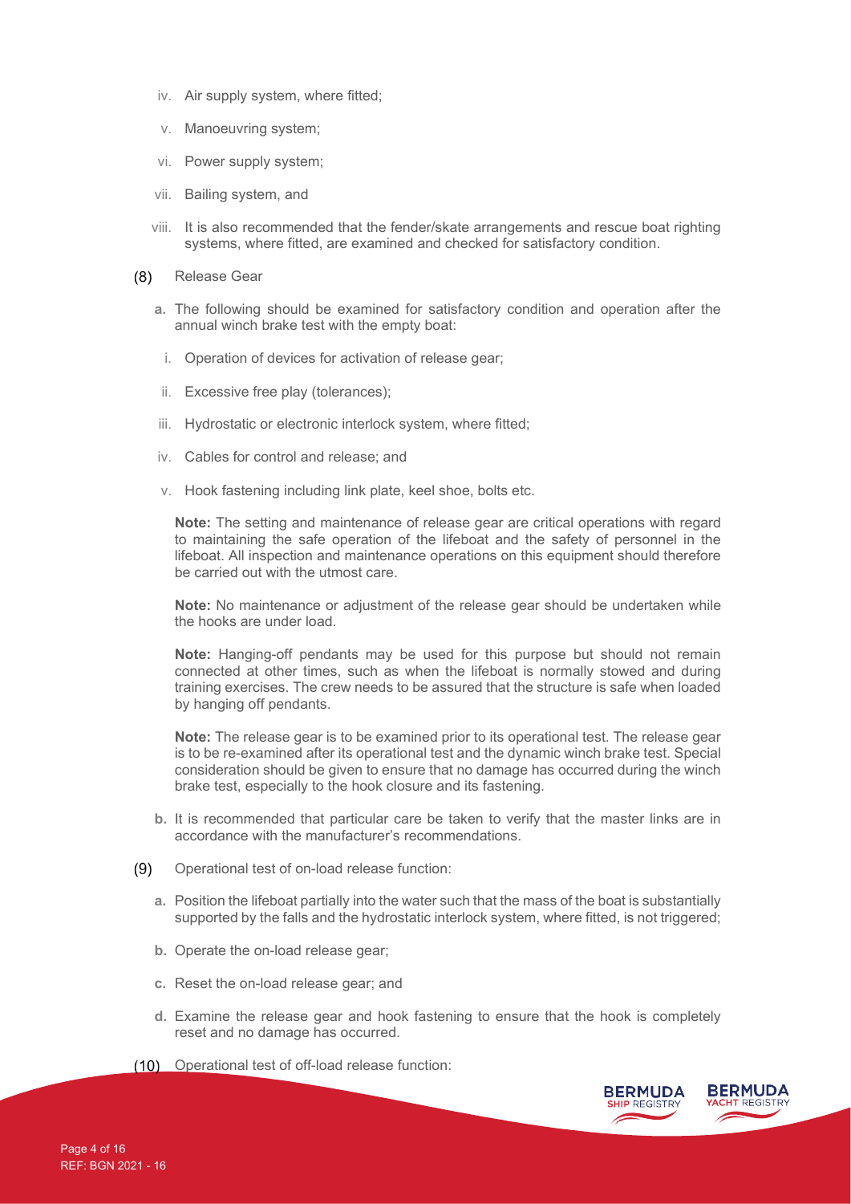iv. Air supply system, where fitted;

v. Manoeuvring system;

vi. Power supply system;

vii. Bailing system, and

viii. It is also recommended that the fender/skate arrangements and rescue boat righting systems, where fitted, are examined and checked for satisfactory condition.

(8) Release Gear

a. The following should be examined for satisfactory condition and operation after the annual winch brake test with the empty boat:

i. Operation of devices for activation of release gear;

ii. Excessive free play (tolerances);

iii. Hydrostatic or electronic interlock system, where fitted;

iv. Cables for control and release; and

v. Hook fastening including link plate, keel shoe, bolts etc.

**Note:** The setting and maintenance of release gear are critical operations with regard to maintaining the safe operation of the lifeboat and the safety of personnel in the lifeboat. All inspection and maintenance operations on this equipment should therefore be carried out with the utmost care.

**Note:** No maintenance or adjustment of the release gear should be undertaken while the hooks are under load.

**Note:** Hanging-off pendants may be used for this purpose but should not remain connected at other times, such as when the lifeboat is normally stowed and during training exercises. The crew needs to be assured that the structure is safe when loaded by hanging off pendants.

**Note:** The release gear is to be examined prior to its operational test. The release gear is to be re-examined after its operational test and the dynamic winch brake test. Special consideration should be given to ensure that no damage has occurred during the winch brake test, especially to the hook closure and its fastening.

b. It is recommended that particular care be taken to verify that the master links are in accordance with the manufacturer's recommendations.

(9) Operational test of on-load release function:

a. Position the lifeboat partially into the water such that the mass of the boat is substantially supported by the falls and the hydrostatic interlock system, where fitted, is not triggered;

b. Operate the on-load release gear;

c. Reset the on-load release gear; and

d. Examine the release gear and hook fastening to ensure that the hook is completely reset and no damage has occurred.

(10) Operational test of off-load release function: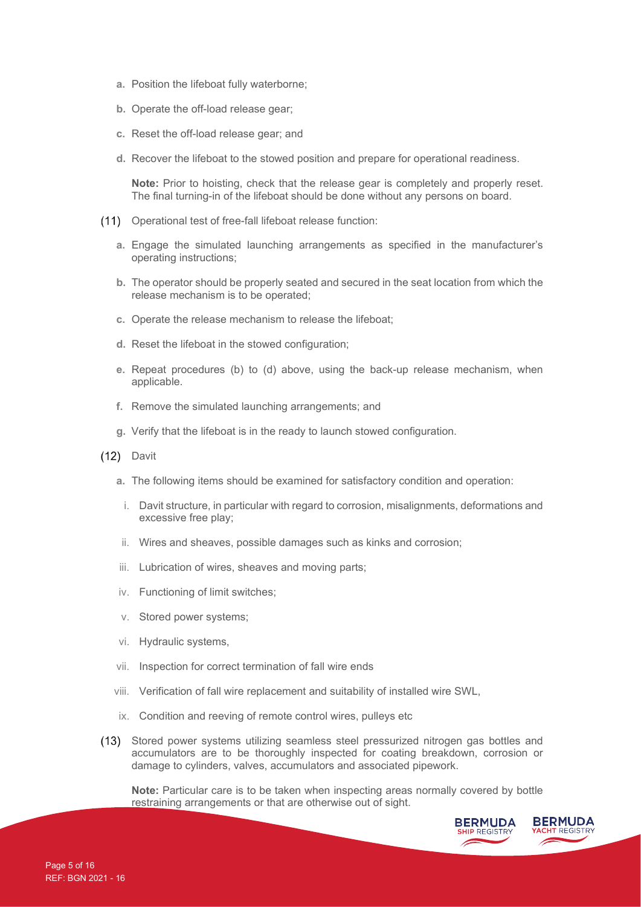a. Position the lifeboat fully waterborne;

b. Operate the off-load release gear;

c. Reset the off-load release gear; and

d. Recover the lifeboat to the stowed position and prepare for operational readiness.

**Note:** Prior to hoisting, check that the release gear is completely and properly reset. The final turning-in of the lifeboat should be done without any persons on board.

(11) Operational test of free-fall lifeboat release function:

a. Engage the simulated launching arrangements as specified in the manufacturer's operating instructions;

b. The operator should be properly seated and secured in the seat location from which the release mechanism is to be operated;

c. Operate the release mechanism to release the lifeboat;

d. Reset the lifeboat in the stowed configuration;

e. Repeat procedures (b) to (d) above, using the back-up release mechanism, when applicable.

f. Remove the simulated launching arrangements; and

g. Verify that the lifeboat is in the ready to launch stowed configuration.

(12) Davit

a. The following items should be examined for satisfactory condition and operation:

i. Davit structure, in particular with regard to corrosion, misalignments, deformations and excessive free play;

ii. Wires and sheaves, possible damages such as kinks and corrosion;

iii. Lubrication of wires, sheaves and moving parts;

iv. Functioning of limit switches;

v. Stored power systems;

vi. Hydraulic systems,

vii. Inspection for correct termination of fall wire ends

viii. Verification of fall wire replacement and suitability of installed wire SWL,

ix. Condition and reeving of remote control wires, pulleys etc

(13) Stored power systems utilizing seamless steel pressurized nitrogen gas bottles and accumulators are to be thoroughly inspected for coating breakdown, corrosion or damage to cylinders, valves, accumulators and associated pipework.

**Note:** Particular care is to be taken when inspecting areas normally covered by bottle restraining arrangements or that are otherwise out of sight.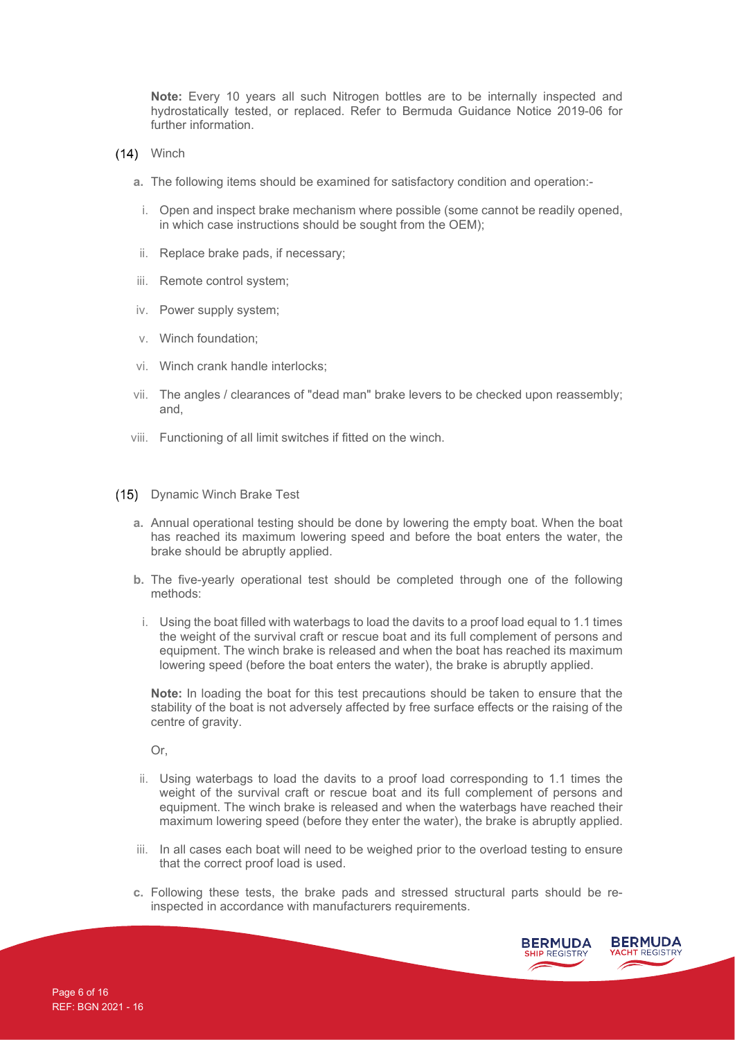**Note:** Every 10 years all such Nitrogen bottles are to be internally inspected and hydrostatically tested, or replaced. Refer to Bermuda Guidance Notice 2019-06 for further information.

(14) Winch

**a.** The following items should be examined for satisfactory condition and operation:-

i. Open and inspect brake mechanism where possible (some cannot be readily opened, in which case instructions should be sought from the OEM);

ii. Replace brake pads, if necessary;

iii. Remote control system;

iv. Power supply system;

v. Winch foundation;

vi. Winch crank handle interlocks;

vii. The angles / clearances of "dead man" brake levers to be checked upon reassembly; and,

viii. Functioning of all limit switches if fitted on the winch.

(15) Dynamic Winch Brake Test

**a.** Annual operational testing should be done by lowering the empty boat. When the boat has reached its maximum lowering speed and before the boat enters the water, the brake should be abruptly applied.

**b.** The five-yearly operational test should be completed through one of the following methods:

i. Using the boat filled with waterbags to load the davits to a proof load equal to 1.1 times the weight of the survival craft or rescue boat and its full complement of persons and equipment. The winch brake is released and when the boat has reached its maximum lowering speed (before the boat enters the water), the brake is abruptly applied.

**Note:** In loading the boat for this test precautions should be taken to ensure that the stability of the boat is not adversely affected by free surface effects or the raising of the centre of gravity.

Or,

ii. Using waterbags to load the davits to a proof load corresponding to 1.1 times the weight of the survival craft or rescue boat and its full complement of persons and equipment. The winch brake is released and when the waterbags have reached their maximum lowering speed (before they enter the water), the brake is abruptly applied.

iii. In all cases each boat will need to be weighed prior to the overload testing to ensure that the correct proof load is used.

**c.** Following these tests, the brake pads and stressed structural parts should be re-inspected in accordance with manufacturers requirements.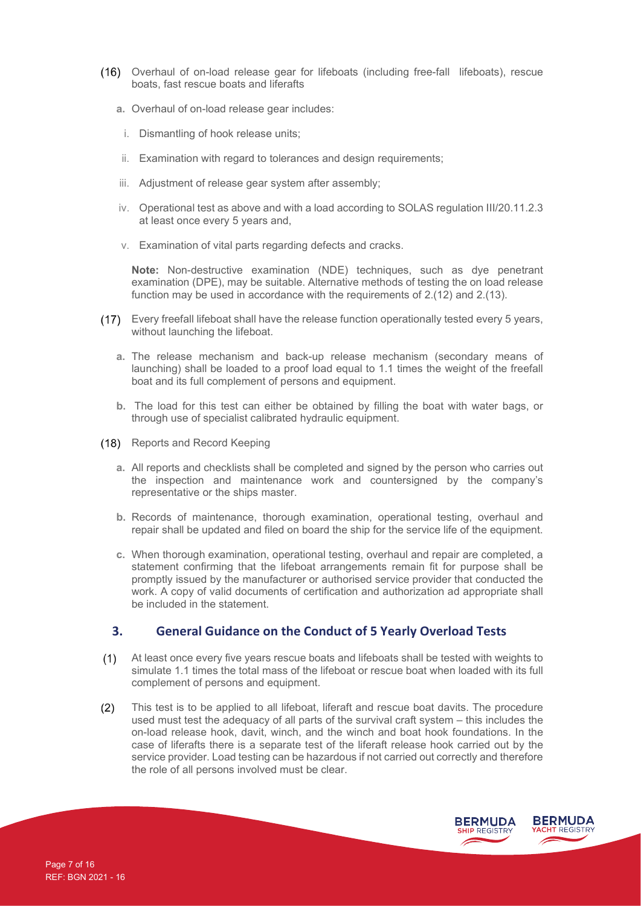(16) Overhaul of on-load release gear for lifeboats (including free-fall lifeboats), rescue boats, fast rescue boats and liferafts

a. Overhaul of on-load release gear includes:

i. Dismantling of hook release units;

ii. Examination with regard to tolerances and design requirements;

iii. Adjustment of release gear system after assembly;

iv. Operational test as above and with a load according to SOLAS regulation III/20.11.2.3 at least once every 5 years and,

v. Examination of vital parts regarding defects and cracks.

**Note:** Non-destructive examination (NDE) techniques, such as dye penetrant examination (DPE), may be suitable. Alternative methods of testing the on load release function may be used in accordance with the requirements of 2.(12) and 2.(13).

(17) Every freefall lifeboat shall have the release function operationally tested every 5 years, without launching the lifeboat.

a. The release mechanism and back-up release mechanism (secondary means of launching) shall be loaded to a proof load equal to 1.1 times the weight of the freefall boat and its full complement of persons and equipment.

b. The load for this test can either be obtained by filling the boat with water bags, or through use of specialist calibrated hydraulic equipment.

(18) Reports and Record Keeping

a. All reports and checklists shall be completed and signed by the person who carries out the inspection and maintenance work and countersigned by the company's representative or the ships master.

b. Records of maintenance, thorough examination, operational testing, overhaul and repair shall be updated and filed on board the ship for the service life of the equipment.

c. When thorough examination, operational testing, overhaul and repair are completed, a statement confirming that the lifeboat arrangements remain fit for purpose shall be promptly issued by the manufacturer or authorised service provider that conducted the work. A copy of valid documents of certification and authorization ad appropriate shall be included in the statement.

## 3. General Guidance on the Conduct of 5 Yearly Overload Tests

(1) At least once every five years rescue boats and lifeboats shall be tested with weights to simulate 1.1 times the total mass of the lifeboat or rescue boat when loaded with its full complement of persons and equipment.

(2) This test is to be applied to all lifeboat, liferaft and rescue boat davits. The procedure used must test the adequacy of all parts of the survival craft system – this includes the on-load release hook, davit, winch, and the winch and boat hook foundations. In the case of liferafts there is a separate test of the liferaft release hook carried out by the service provider. Load testing can be hazardous if not carried out correctly and therefore the role of all persons involved must be clear.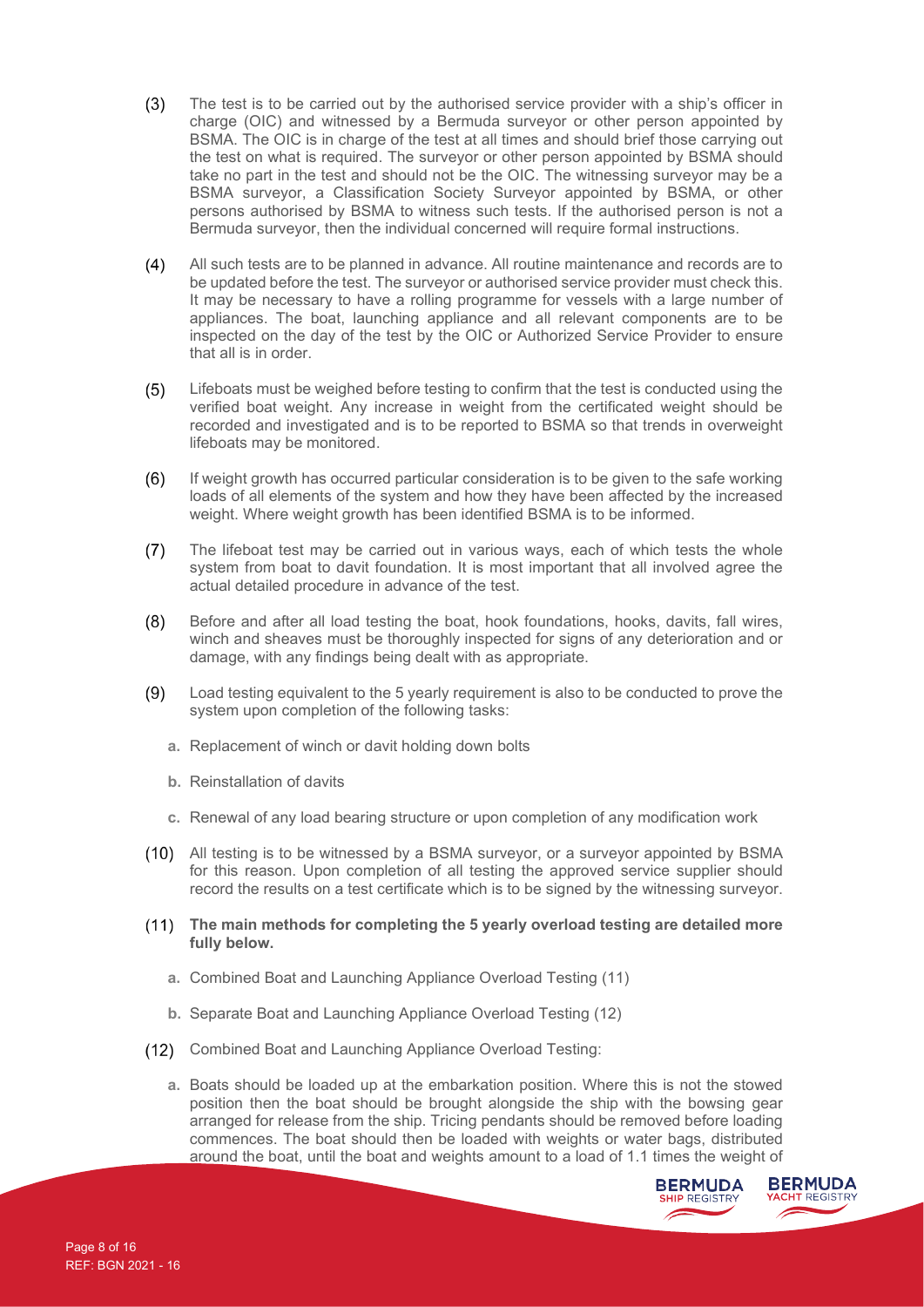(3) The test is to be carried out by the authorised service provider with a ship's officer in charge (OIC) and witnessed by a Bermuda surveyor or other person appointed by BSMA. The OIC is in charge of the test at all times and should brief those carrying out the test on what is required. The surveyor or other person appointed by BSMA should take no part in the test and should not be the OIC. The witnessing surveyor may be a BSMA surveyor, a Classification Society Surveyor appointed by BSMA, or other persons authorised by BSMA to witness such tests. If the authorised person is not a Bermuda surveyor, then the individual concerned will require formal instructions.

(4) All such tests are to be planned in advance. All routine maintenance and records are to be updated before the test. The surveyor or authorised service provider must check this. It may be necessary to have a rolling programme for vessels with a large number of appliances. The boat, launching appliance and all relevant components are to be inspected on the day of the test by the OIC or Authorized Service Provider to ensure that all is in order.

(5) Lifeboats must be weighed before testing to confirm that the test is conducted using the verified boat weight. Any increase in weight from the certificated weight should be recorded and investigated and is to be reported to BSMA so that trends in overweight lifeboats may be monitored.

(6) If weight growth has occurred particular consideration is to be given to the safe working loads of all elements of the system and how they have been affected by the increased weight. Where weight growth has been identified BSMA is to be informed.

(7) The lifeboat test may be carried out in various ways, each of which tests the whole system from boat to davit foundation. It is most important that all involved agree the actual detailed procedure in advance of the test.

(8) Before and after all load testing the boat, hook foundations, hooks, davits, fall wires, winch and sheaves must be thoroughly inspected for signs of any deterioration and or damage, with any findings being dealt with as appropriate.

(9) Load testing equivalent to the 5 yearly requirement is also to be conducted to prove the system upon completion of the following tasks:

  a. Replacement of winch or davit holding down bolts

  b. Reinstallation of davits

  c. Renewal of any load bearing structure or upon completion of any modification work

(10) All testing is to be witnessed by a BSMA surveyor, or a surveyor appointed by BSMA for this reason. Upon completion of all testing the approved service supplier should record the results on a test certificate which is to be signed by the witnessing surveyor.

(11) **The main methods for completing the 5 yearly overload testing are detailed more fully below.**

  a. Combined Boat and Launching Appliance Overload Testing (11)

  b. Separate Boat and Launching Appliance Overload Testing (12)

(12) Combined Boat and Launching Appliance Overload Testing:

  a. Boats should be loaded up at the embarkation position. Where this is not the stowed position then the boat should be brought alongside the ship with the bowsing gear arranged for release from the ship. Tricing pendants should be removed before loading commences. The boat should then be loaded with weights or water bags, distributed around the boat, until the boat and weights amount to a load of 1.1 times the weight of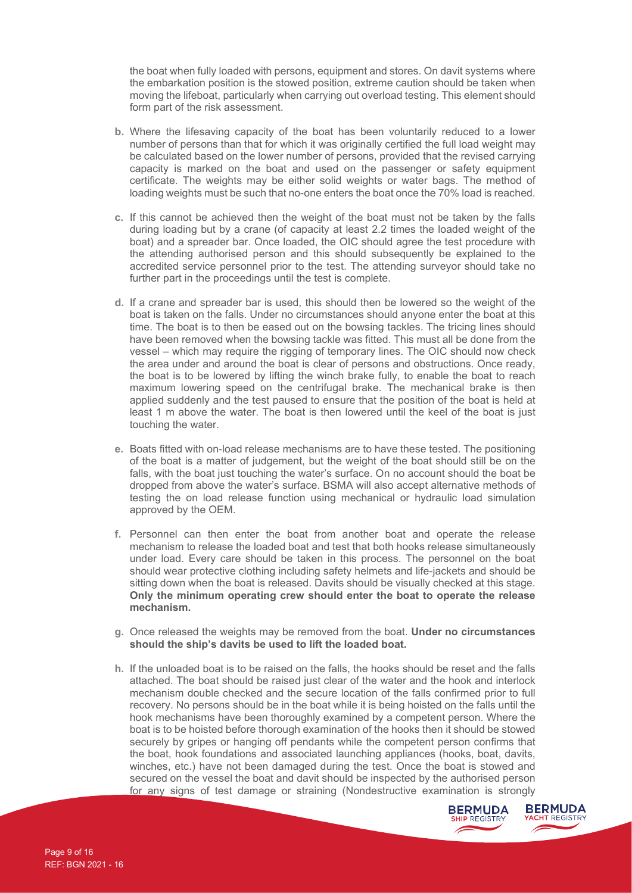the boat when fully loaded with persons, equipment and stores. On davit systems where the embarkation position is the stowed position, extreme caution should be taken when moving the lifeboat, particularly when carrying out overload testing. This element should form part of the risk assessment.

b. Where the lifesaving capacity of the boat has been voluntarily reduced to a lower number of persons than that for which it was originally certified the full load weight may be calculated based on the lower number of persons, provided that the revised carrying capacity is marked on the boat and used on the passenger or safety equipment certificate. The weights may be either solid weights or water bags. The method of loading weights must be such that no-one enters the boat once the 70% load is reached.

c. If this cannot be achieved then the weight of the boat must not be taken by the falls during loading but by a crane (of capacity at least 2.2 times the loaded weight of the boat) and a spreader bar. Once loaded, the OIC should agree the test procedure with the attending authorised person and this should subsequently be explained to the accredited service personnel prior to the test. The attending surveyor should take no further part in the proceedings until the test is complete.

d. If a crane and spreader bar is used, this should then be lowered so the weight of the boat is taken on the falls. Under no circumstances should anyone enter the boat at this time. The boat is to then be eased out on the bowsing tackles. The tricing lines should have been removed when the bowsing tackle was fitted. This must all be done from the vessel – which may require the rigging of temporary lines. The OIC should now check the area under and around the boat is clear of persons and obstructions. Once ready, the boat is to be lowered by lifting the winch brake fully, to enable the boat to reach maximum lowering speed on the centrifugal brake. The mechanical brake is then applied suddenly and the test paused to ensure that the position of the boat is held at least 1 m above the water. The boat is then lowered until the keel of the boat is just touching the water.

e. Boats fitted with on-load release mechanisms are to have these tested. The positioning of the boat is a matter of judgement, but the weight of the boat should still be on the falls, with the boat just touching the water's surface. On no account should the boat be dropped from above the water's surface. BSMA will also accept alternative methods of testing the on load release function using mechanical or hydraulic load simulation approved by the OEM.

f. Personnel can then enter the boat from another boat and operate the release mechanism to release the loaded boat and test that both hooks release simultaneously under load. Every care should be taken in this process. The personnel on the boat should wear protective clothing including safety helmets and life-jackets and should be sitting down when the boat is released. Davits should be visually checked at this stage. **Only the minimum operating crew should enter the boat to operate the release mechanism.**

g. Once released the weights may be removed from the boat. **Under no circumstances should the ship's davits be used to lift the loaded boat.**

h. If the unloaded boat is to be raised on the falls, the hooks should be reset and the falls attached. The boat should be raised just clear of the water and the hook and interlock mechanism double checked and the secure location of the falls confirmed prior to full recovery. No persons should be in the boat while it is being hoisted on the falls until the hook mechanisms have been thoroughly examined by a competent person. Where the boat is to be hoisted before thorough examination of the hooks then it should be stowed securely by gripes or hanging off pendants while the competent person confirms that the boat, hook foundations and associated launching appliances (hooks, boat, davits, winches, etc.) have not been damaged during the test. Once the boat is stowed and secured on the vessel the boat and davit should be inspected by the authorised person for any signs of test damage or straining (Nondestructive examination is strongly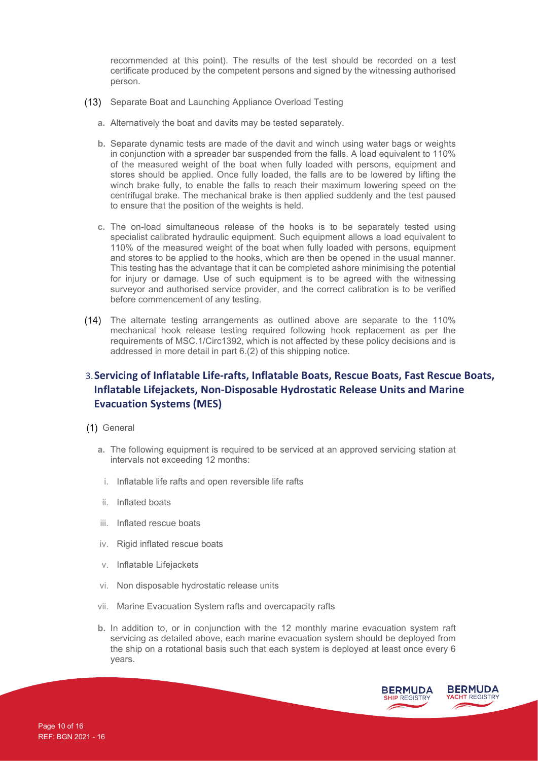recommended at this point). The results of the test should be recorded on a test certificate produced by the competent persons and signed by the witnessing authorised person.

(13) Separate Boat and Launching Appliance Overload Testing

a. Alternatively the boat and davits may be tested separately.

b. Separate dynamic tests are made of the davit and winch using water bags or weights in conjunction with a spreader bar suspended from the falls. A load equivalent to 110% of the measured weight of the boat when fully loaded with persons, equipment and stores should be applied. Once fully loaded, the falls are to be lowered by lifting the winch brake fully, to enable the falls to reach their maximum lowering speed on the centrifugal brake. The mechanical brake is then applied suddenly and the test paused to ensure that the position of the weights is held.

c. The on-load simultaneous release of the hooks is to be separately tested using specialist calibrated hydraulic equipment. Such equipment allows a load equivalent to 110% of the measured weight of the boat when fully loaded with persons, equipment and stores to be applied to the hooks, which are then be opened in the usual manner. This testing has the advantage that it can be completed ashore minimising the potential for injury or damage. Use of such equipment is to be agreed with the witnessing surveyor and authorised service provider, and the correct calibration is to be verified before commencement of any testing.

(14) The alternate testing arrangements as outlined above are separate to the 110% mechanical hook release testing required following hook replacement as per the requirements of MSC.1/Circ1392, which is not affected by these policy decisions and is addressed in more detail in part 6.(2) of this shipping notice.

## 3. Servicing of Inflatable Life-rafts, Inflatable Boats, Rescue Boats, Fast Rescue Boats, Inflatable Lifejackets, Non-Disposable Hydrostatic Release Units and Marine Evacuation Systems (MES)

(1) General

a. The following equipment is required to be serviced at an approved servicing station at intervals not exceeding 12 months:

i. Inflatable life rafts and open reversible life rafts

ii. Inflated boats

iii. Inflated rescue boats

iv. Rigid inflated rescue boats

v. Inflatable Lifejackets

vi. Non disposable hydrostatic release units

vii. Marine Evacuation System rafts and overcapacity rafts

b. In addition to, or in conjunction with the 12 monthly marine evacuation system raft servicing as detailed above, each marine evacuation system should be deployed from the ship on a rotational basis such that each system is deployed at least once every 6 years.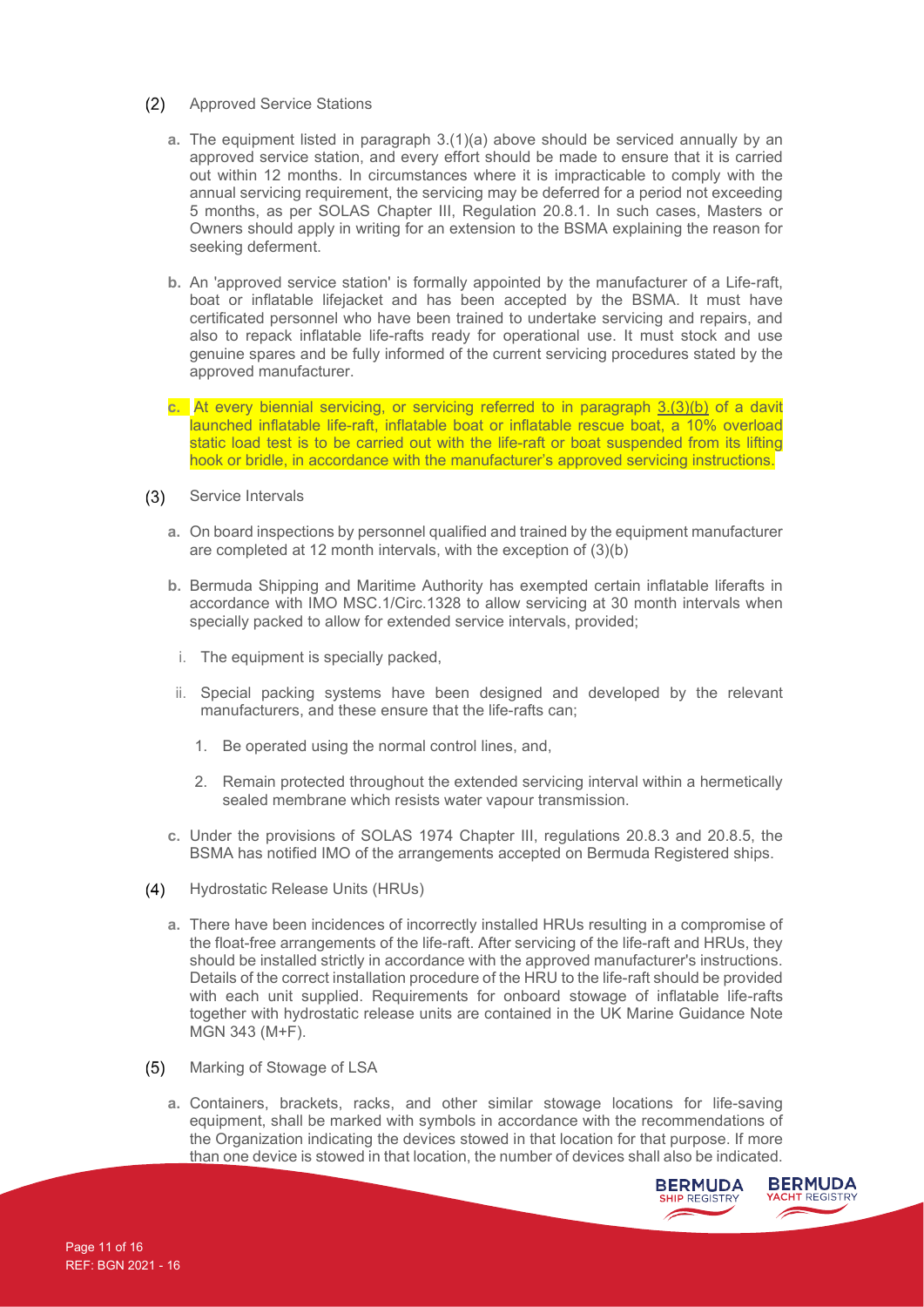(2) Approved Service Stations

a. The equipment listed in paragraph 3.(1)(a) above should be serviced annually by an approved service station, and every effort should be made to ensure that it is carried out within 12 months. In circumstances where it is impracticable to comply with the annual servicing requirement, the servicing may be deferred for a period not exceeding 5 months, as per SOLAS Chapter III, Regulation 20.8.1. In such cases, Masters or Owners should apply in writing for an extension to the BSMA explaining the reason for seeking deferment.

b. An 'approved service station' is formally appointed by the manufacturer of a Life-raft, boat or inflatable lifejacket and has been accepted by the BSMA. It must have certificated personnel who have been trained to undertake servicing and repairs, and also to repack inflatable life-rafts ready for operational use. It must stock and use genuine spares and be fully informed of the current servicing procedures stated by the approved manufacturer.

c. At every biennial servicing, or servicing referred to in paragraph 3.(3)(b) of a davit launched inflatable life-raft, inflatable boat or inflatable rescue boat, a 10% overload static load test is to be carried out with the life-raft or boat suspended from its lifting hook or bridle, in accordance with the manufacturer's approved servicing instructions.

(3) Service Intervals

a. On board inspections by personnel qualified and trained by the equipment manufacturer are completed at 12 month intervals, with the exception of (3)(b)

b. Bermuda Shipping and Maritime Authority has exempted certain inflatable liferafts in accordance with IMO MSC.1/Circ.1328 to allow servicing at 30 month intervals when specially packed to allow for extended service intervals, provided;

   i. The equipment is specially packed,

   ii. Special packing systems have been designed and developed by the relevant manufacturers, and these ensure that the life-rafts can;

      1. Be operated using the normal control lines, and,

      2. Remain protected throughout the extended servicing interval within a hermetically sealed membrane which resists water vapour transmission.

c. Under the provisions of SOLAS 1974 Chapter III, regulations 20.8.3 and 20.8.5, the BSMA has notified IMO of the arrangements accepted on Bermuda Registered ships.

(4) Hydrostatic Release Units (HRUs)

a. There have been incidences of incorrectly installed HRUs resulting in a compromise of the float-free arrangements of the life-raft. After servicing of the life-raft and HRUs, they should be installed strictly in accordance with the approved manufacturer's instructions. Details of the correct installation procedure of the HRU to the life-raft should be provided with each unit supplied. Requirements for onboard stowage of inflatable life-rafts together with hydrostatic release units are contained in the UK Marine Guidance Note MGN 343 (M+F).

(5) Marking of Stowage of LSA

a. Containers, brackets, racks, and other similar stowage locations for life-saving equipment, shall be marked with symbols in accordance with the recommendations of the Organization indicating the devices stowed in that location for that purpose. If more than one device is stowed in that location, the number of devices shall also be indicated.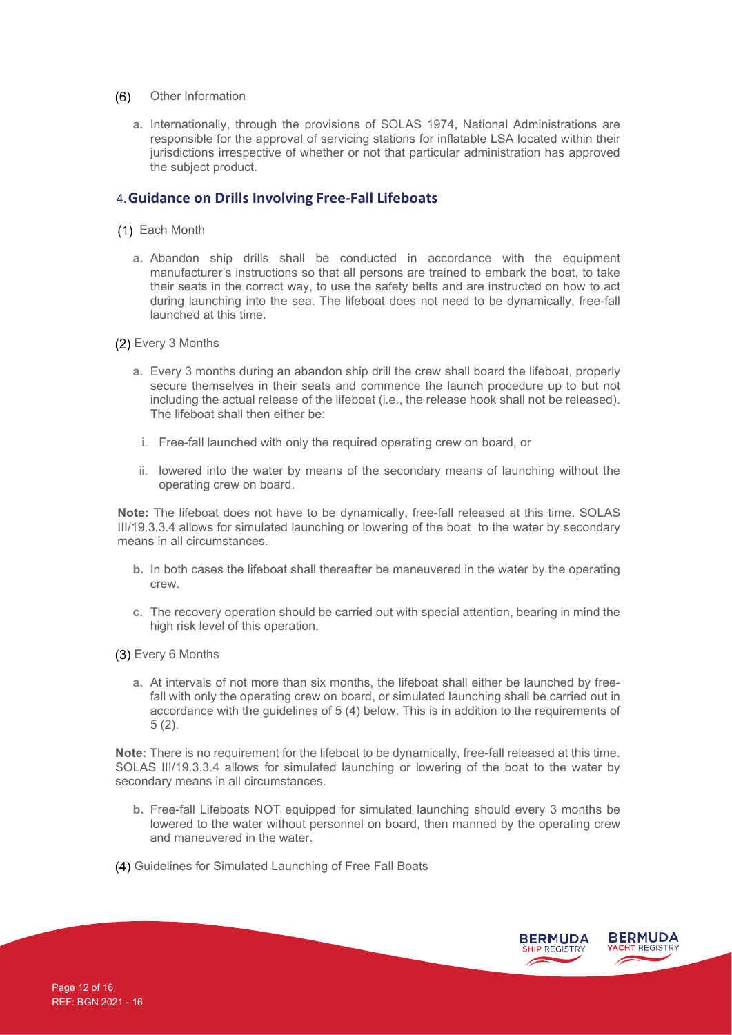(6) Other Information

a. Internationally, through the provisions of SOLAS 1974, National Administrations are responsible for the approval of servicing stations for inflatable LSA located within their jurisdictions irrespective of whether or not that particular administration has approved the subject product.

## 4. Guidance on Drills Involving Free-Fall Lifeboats

(1) Each Month

a. Abandon ship drills shall be conducted in accordance with the equipment manufacturer's instructions so that all persons are trained to embark the boat, to take their seats in the correct way, to use the safety belts and are instructed on how to act during launching into the sea. The lifeboat does not need to be dynamically, free-fall launched at this time.

(2) Every 3 Months

a. Every 3 months during an abandon ship drill the crew shall board the lifeboat, properly secure themselves in their seats and commence the launch procedure up to but not including the actual release of the lifeboat (i.e., the release hook shall not be released). The lifeboat shall then either be:

i. Free-fall launched with only the required operating crew on board, or

ii. lowered into the water by means of the secondary means of launching without the operating crew on board.

**Note:** The lifeboat does not have to be dynamically, free-fall released at this time. SOLAS III/19.3.3.4 allows for simulated launching or lowering of the boat to the water by secondary means in all circumstances.

b. In both cases the lifeboat shall thereafter be maneuvered in the water by the operating crew.

c. The recovery operation should be carried out with special attention, bearing in mind the high risk level of this operation.

(3) Every 6 Months

a. At intervals of not more than six months, the lifeboat shall either be launched by free-fall with only the operating crew on board, or simulated launching shall be carried out in accordance with the guidelines of 5 (4) below. This is in addition to the requirements of 5 (2).

**Note:** There is no requirement for the lifeboat to be dynamically, free-fall released at this time. SOLAS III/19.3.3.4 allows for simulated launching or lowering of the boat to the water by secondary means in all circumstances.

b. Free-fall Lifeboats NOT equipped for simulated launching should every 3 months be lowered to the water without personnel on board, then manned by the operating crew and maneuvered in the water.

(4) Guidelines for Simulated Launching of Free Fall Boats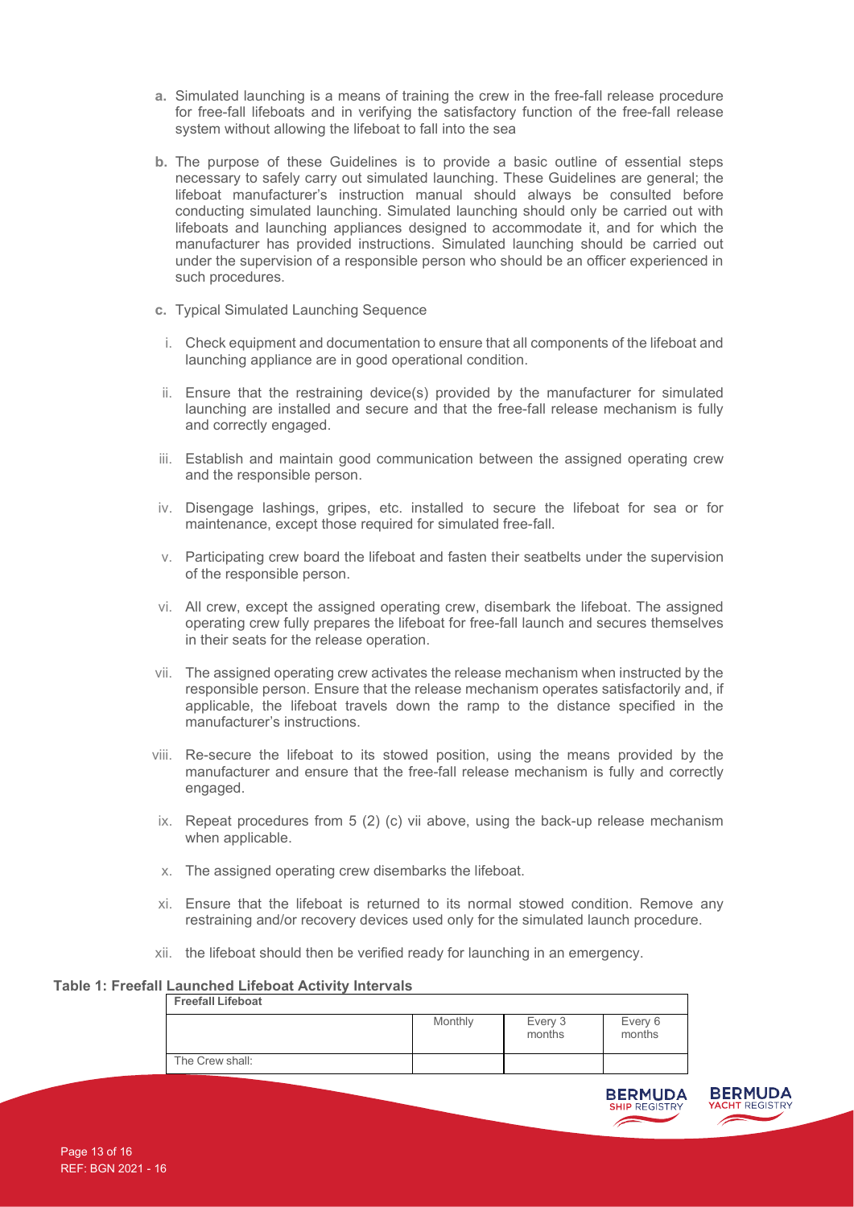a. Simulated launching is a means of training the crew in the free-fall release procedure for free-fall lifeboats and in verifying the satisfactory function of the free-fall release system without allowing the lifeboat to fall into the sea

b. The purpose of these Guidelines is to provide a basic outline of essential steps necessary to safely carry out simulated launching. These Guidelines are general; the lifeboat manufacturer's instruction manual should always be consulted before conducting simulated launching. Simulated launching should only be carried out with lifeboats and launching appliances designed to accommodate it, and for which the manufacturer has provided instructions. Simulated launching should be carried out under the supervision of a responsible person who should be an officer experienced in such procedures.

c. Typical Simulated Launching Sequence

  i. Check equipment and documentation to ensure that all components of the lifeboat and launching appliance are in good operational condition.

  ii. Ensure that the restraining device(s) provided by the manufacturer for simulated launching are installed and secure and that the free-fall release mechanism is fully and correctly engaged.

  iii. Establish and maintain good communication between the assigned operating crew and the responsible person.

  iv. Disengage lashings, gripes, etc. installed to secure the lifeboat for sea or for maintenance, except those required for simulated free-fall.

  v. Participating crew board the lifeboat and fasten their seatbelts under the supervision of the responsible person.

  vi. All crew, except the assigned operating crew, disembark the lifeboat. The assigned operating crew fully prepares the lifeboat for free-fall launch and secures themselves in their seats for the release operation.

  vii. The assigned operating crew activates the release mechanism when instructed by the responsible person. Ensure that the release mechanism operates satisfactorily and, if applicable, the lifeboat travels down the ramp to the distance specified in the manufacturer's instructions.

  viii. Re-secure the lifeboat to its stowed position, using the means provided by the manufacturer and ensure that the free-fall release mechanism is fully and correctly engaged.

  ix. Repeat procedures from 5 (2) (c) vii above, using the back-up release mechanism when applicable.

  x. The assigned operating crew disembarks the lifeboat.

  xi. Ensure that the lifeboat is returned to its normal stowed condition. Remove any restraining and/or recovery devices used only for the simulated launch procedure.

  xii. the lifeboat should then be verified ready for launching in an emergency.

**Table 1: Freefall Launched Lifeboat Activity Intervals**

| **Freefall Lifeboat** | | | |
|---|---|---|---|
| | Monthly | Every 3 months | Every 6 months |
| The Crew shall: | | | |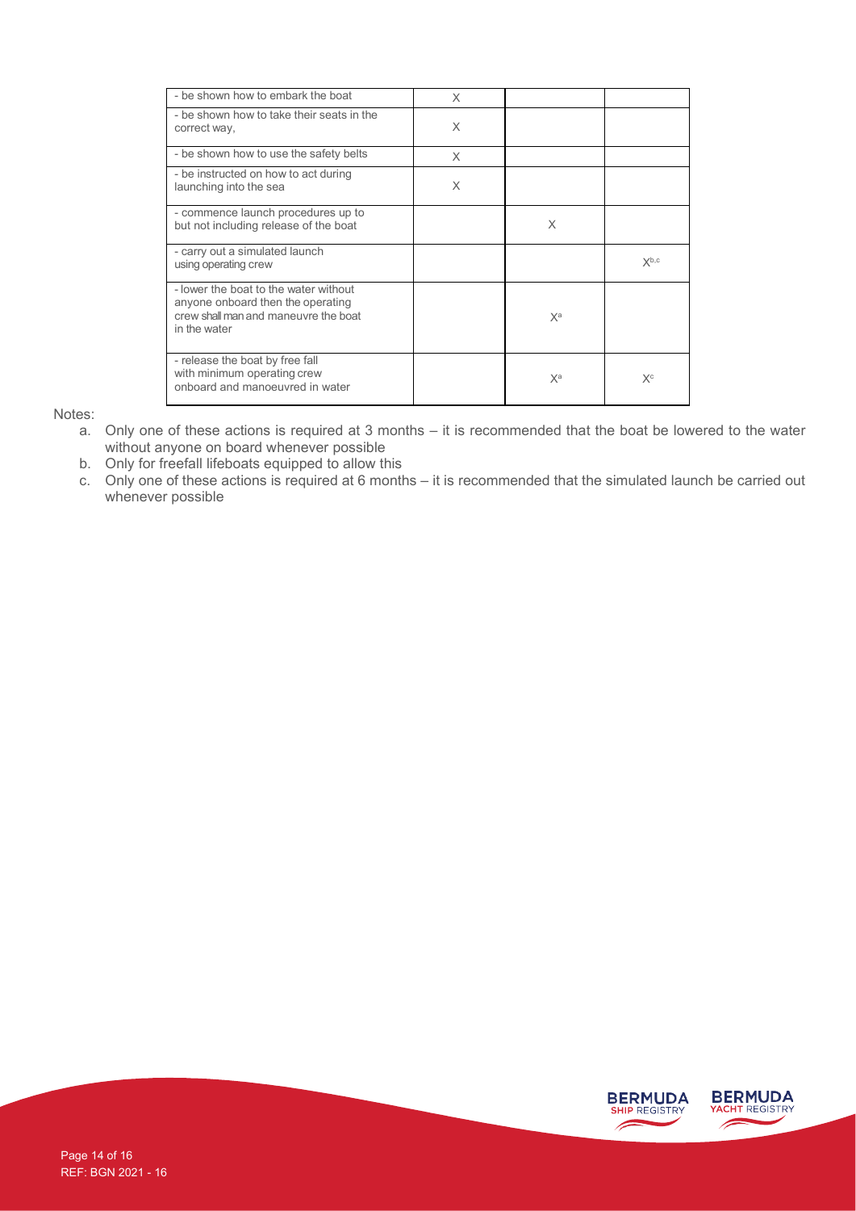| | | | |
|---|---|---|---|
| - be shown how to embark the boat | X | | |
| - be shown how to take their seats in the correct way, | X | | |
| - be shown how to use the safety belts | X | | |
| - be instructed on how to act during launching into the sea | X | | |
| - commence launch procedures up to but not including release of the boat | | X | |
| - carry out a simulated launch using operating crew | | | X[b,c] |
| - lower the boat to the water without anyone onboard then the operating crew shall man and maneuvre the boat in the water | | X[a] | |
| - release the boat by free fall with minimum operating crew onboard and manoeuvred in water | | X[a] | X[c] |

Notes:

a. Only one of these actions is required at 3 months – it is recommended that the boat be lowered to the water without anyone on board whenever possible

b. Only for freefall lifeboats equipped to allow this

c. Only one of these actions is required at 6 months – it is recommended that the simulated launch be carried out whenever possible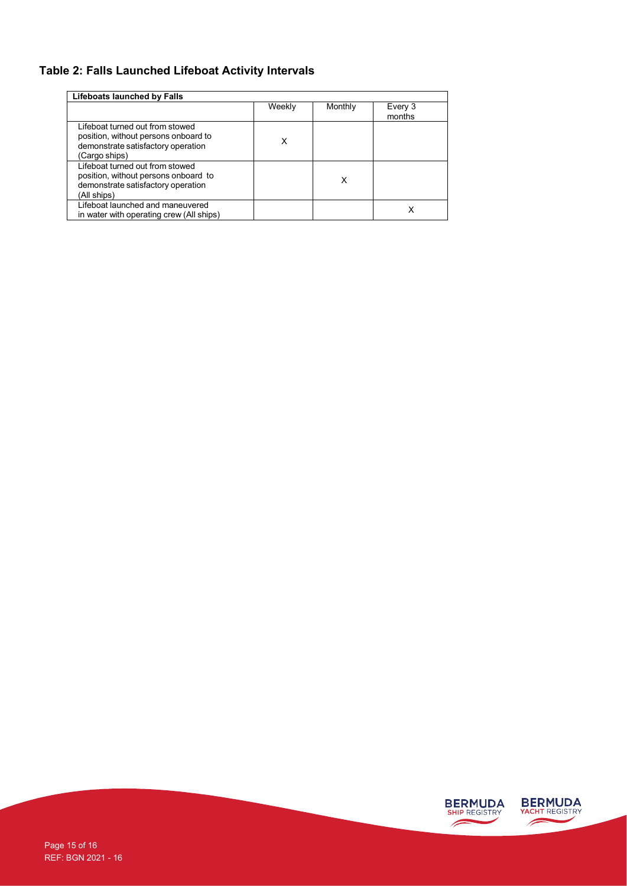## Table 2: Falls Launched Lifeboat Activity Intervals

| Lifeboats launched by Falls | | | |
|---|---|---|---|
| | Weekly | Monthly | Every 3 months |
| Lifeboat turned out from stowed position, without persons onboard to demonstrate satisfactory operation (Cargo ships) | X | | |
| Lifeboat turned out from stowed position, without persons onboard to demonstrate satisfactory operation (All ships) | | X | |
| Lifeboat launched and maneuvered in water with operating crew (All ships) | | | X |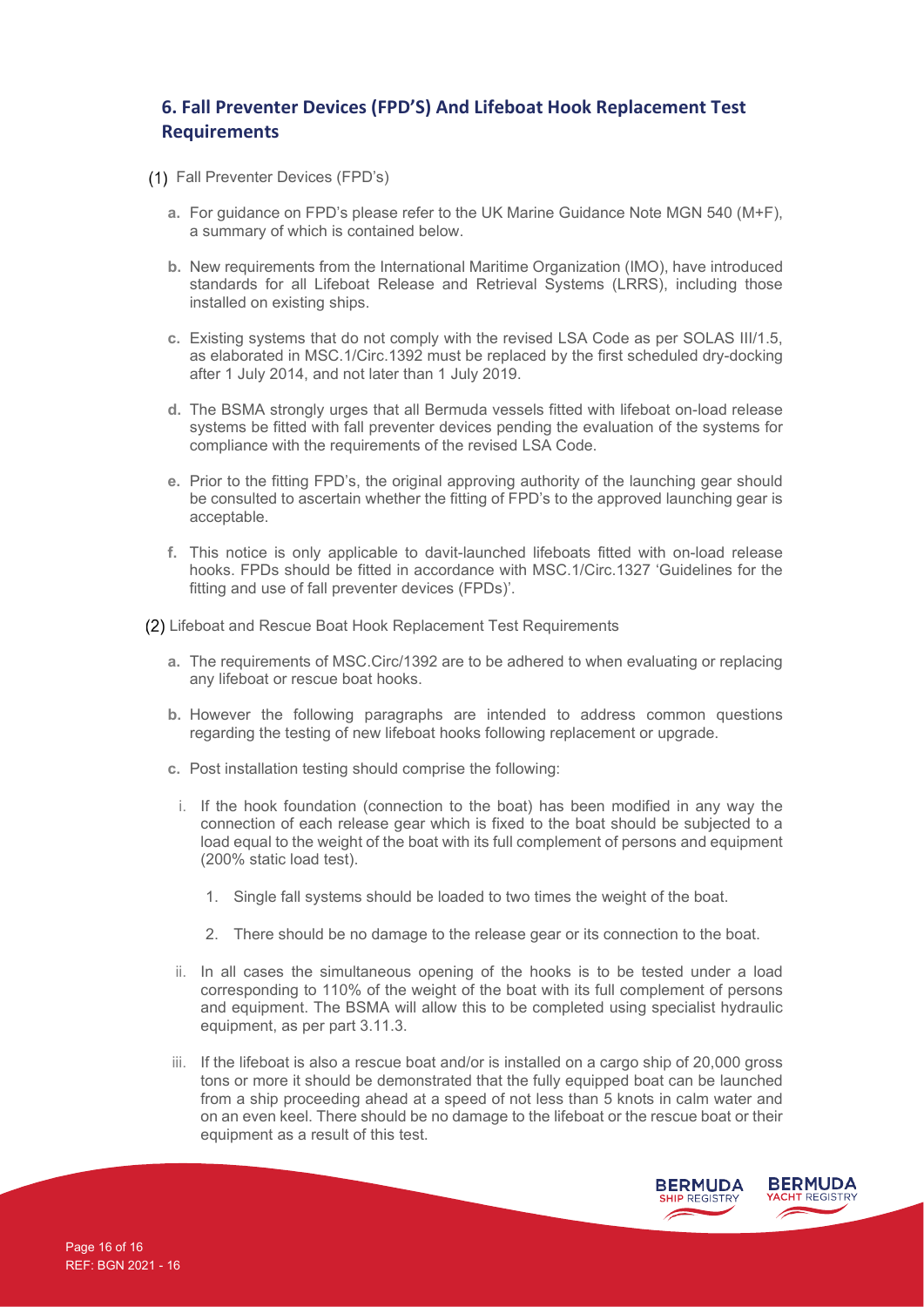## 6. Fall Preventer Devices (FPD'S) And Lifeboat Hook Replacement Test Requirements

(1) Fall Preventer Devices (FPD's)

a. For guidance on FPD's please refer to the UK Marine Guidance Note MGN 540 (M+F), a summary of which is contained below.

b. New requirements from the International Maritime Organization (IMO), have introduced standards for all Lifeboat Release and Retrieval Systems (LRRS), including those installed on existing ships.

c. Existing systems that do not comply with the revised LSA Code as per SOLAS III/1.5, as elaborated in MSC.1/Circ.1392 must be replaced by the first scheduled dry-docking after 1 July 2014, and not later than 1 July 2019.

d. The BSMA strongly urges that all Bermuda vessels fitted with lifeboat on-load release systems be fitted with fall preventer devices pending the evaluation of the systems for compliance with the requirements of the revised LSA Code.

e. Prior to the fitting FPD's, the original approving authority of the launching gear should be consulted to ascertain whether the fitting of FPD's to the approved launching gear is acceptable.

f. This notice is only applicable to davit-launched lifeboats fitted with on-load release hooks. FPDs should be fitted in accordance with MSC.1/Circ.1327 'Guidelines for the fitting and use of fall preventer devices (FPDs)'.

(2) Lifeboat and Rescue Boat Hook Replacement Test Requirements

a. The requirements of MSC.Circ/1392 are to be adhered to when evaluating or replacing any lifeboat or rescue boat hooks.

b. However the following paragraphs are intended to address common questions regarding the testing of new lifeboat hooks following replacement or upgrade.

c. Post installation testing should comprise the following:

i. If the hook foundation (connection to the boat) has been modified in any way the connection of each release gear which is fixed to the boat should be subjected to a load equal to the weight of the boat with its full complement of persons and equipment (200% static load test).

1. Single fall systems should be loaded to two times the weight of the boat.
2. There should be no damage to the release gear or its connection to the boat.

ii. In all cases the simultaneous opening of the hooks is to be tested under a load corresponding to 110% of the weight of the boat with its full complement of persons and equipment. The BSMA will allow this to be completed using specialist hydraulic equipment, as per part 3.11.3.

iii. If the lifeboat is also a rescue boat and/or is installed on a cargo ship of 20,000 gross tons or more it should be demonstrated that the fully equipped boat can be launched from a ship proceeding ahead at a speed of not less than 5 knots in calm water and on an even keel. There should be no damage to the lifeboat or the rescue boat or their equipment as a result of this test.